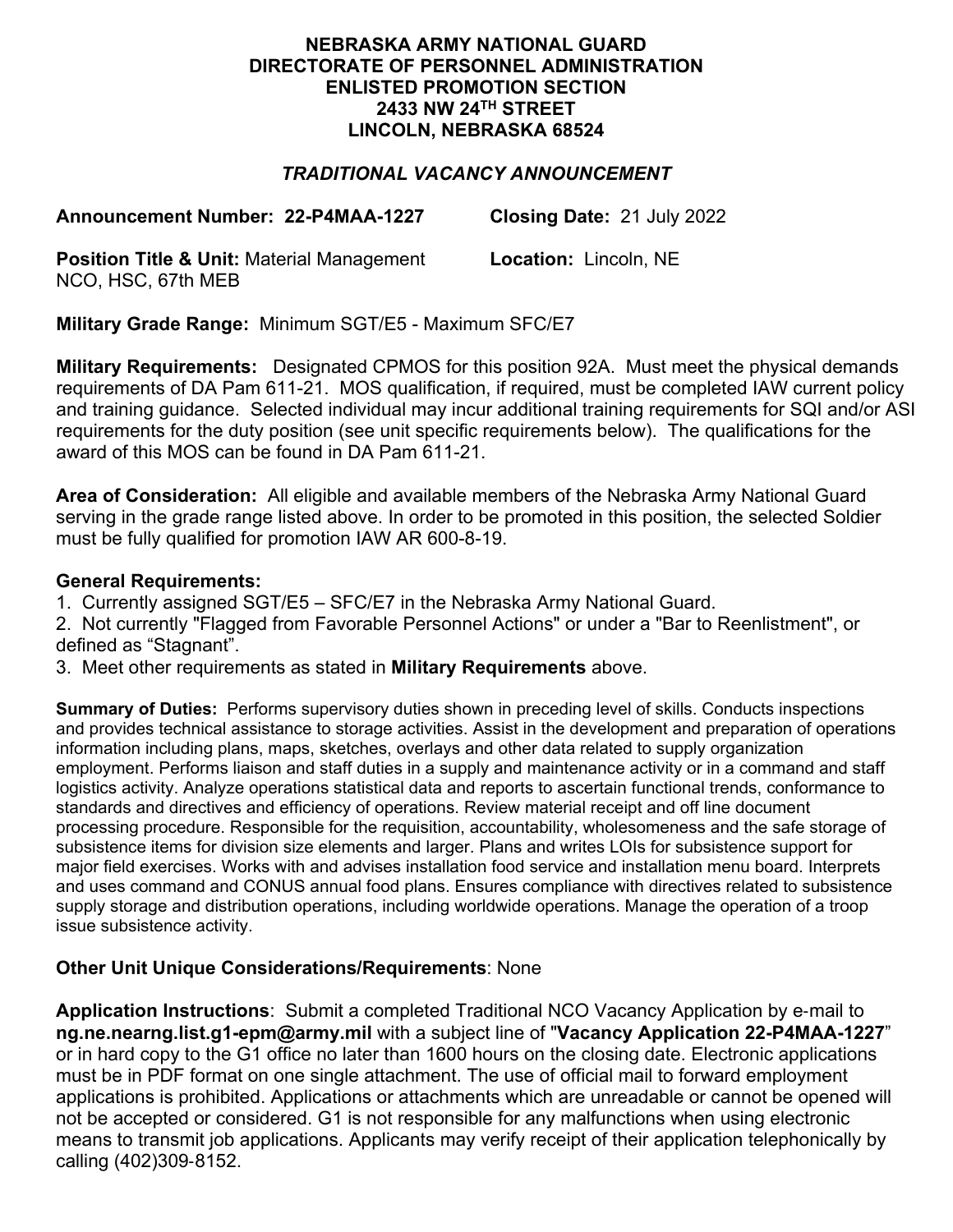**NEBRASKA ARMY NATIONAL GUARD**
**DIRECTORATE OF PERSONNEL ADMINISTRATION**
**ENLISTED PROMOTION SECTION**
**2433 NW 24TH STREET**
**LINCOLN, NEBRASKA 68524**

***TRADITIONAL VACANCY ANNOUNCEMENT***

**Announcement Number: 22-P4MAA-1227** **Closing Date:** 21 July 2022

**Position Title & Unit:** Material Management NCO, HSC, 67th MEB **Location:** Lincoln, NE

**Military Grade Range:** Minimum SGT/E5 - Maximum SFC/E7

**Military Requirements:** Designated CPMOS for this position 92A. Must meet the physical demands requirements of DA Pam 611-21. MOS qualification, if required, must be completed IAW current policy and training guidance. Selected individual may incur additional training requirements for SQI and/or ASI requirements for the duty position (see unit specific requirements below). The qualifications for the award of this MOS can be found in DA Pam 611-21.

**Area of Consideration:** All eligible and available members of the Nebraska Army National Guard serving in the grade range listed above. In order to be promoted in this position, the selected Soldier must be fully qualified for promotion IAW AR 600-8-19.

**General Requirements:**

1. Currently assigned SGT/E5 – SFC/E7 in the Nebraska Army National Guard.
2. Not currently "Flagged from Favorable Personnel Actions" or under a "Bar to Reenlistment", or defined as “Stagnant”.
3. Meet other requirements as stated in **Military Requirements** above.

**Summary of Duties:** Performs supervisory duties shown in preceding level of skills. Conducts inspections and provides technical assistance to storage activities. Assist in the development and preparation of operations information including plans, maps, sketches, overlays and other data related to supply organization employment. Performs liaison and staff duties in a supply and maintenance activity or in a command and staff logistics activity. Analyze operations statistical data and reports to ascertain functional trends, conformance to standards and directives and efficiency of operations. Review material receipt and off line document processing procedure. Responsible for the requisition, accountability, wholesomeness and the safe storage of subsistence items for division size elements and larger. Plans and writes LOIs for subsistence support for major field exercises. Works with and advises installation food service and installation menu board. Interprets and uses command and CONUS annual food plans. Ensures compliance with directives related to subsistence supply storage and distribution operations, including worldwide operations. Manage the operation of a troop issue subsistence activity.

**Other Unit Unique Considerations/Requirements**: None

**Application Instructions**: Submit a completed Traditional NCO Vacancy Application by e-mail to **ng.ne.nearng.list.g1-epm@army.mil** with a subject line of "**Vacancy Application 22-P4MAA-1227**" or in hard copy to the G1 office no later than 1600 hours on the closing date. Electronic applications must be in PDF format on one single attachment. The use of official mail to forward employment applications is prohibited. Applications or attachments which are unreadable or cannot be opened will not be accepted or considered. G1 is not responsible for any malfunctions when using electronic means to transmit job applications. Applicants may verify receipt of their application telephonically by calling (402)309-8152.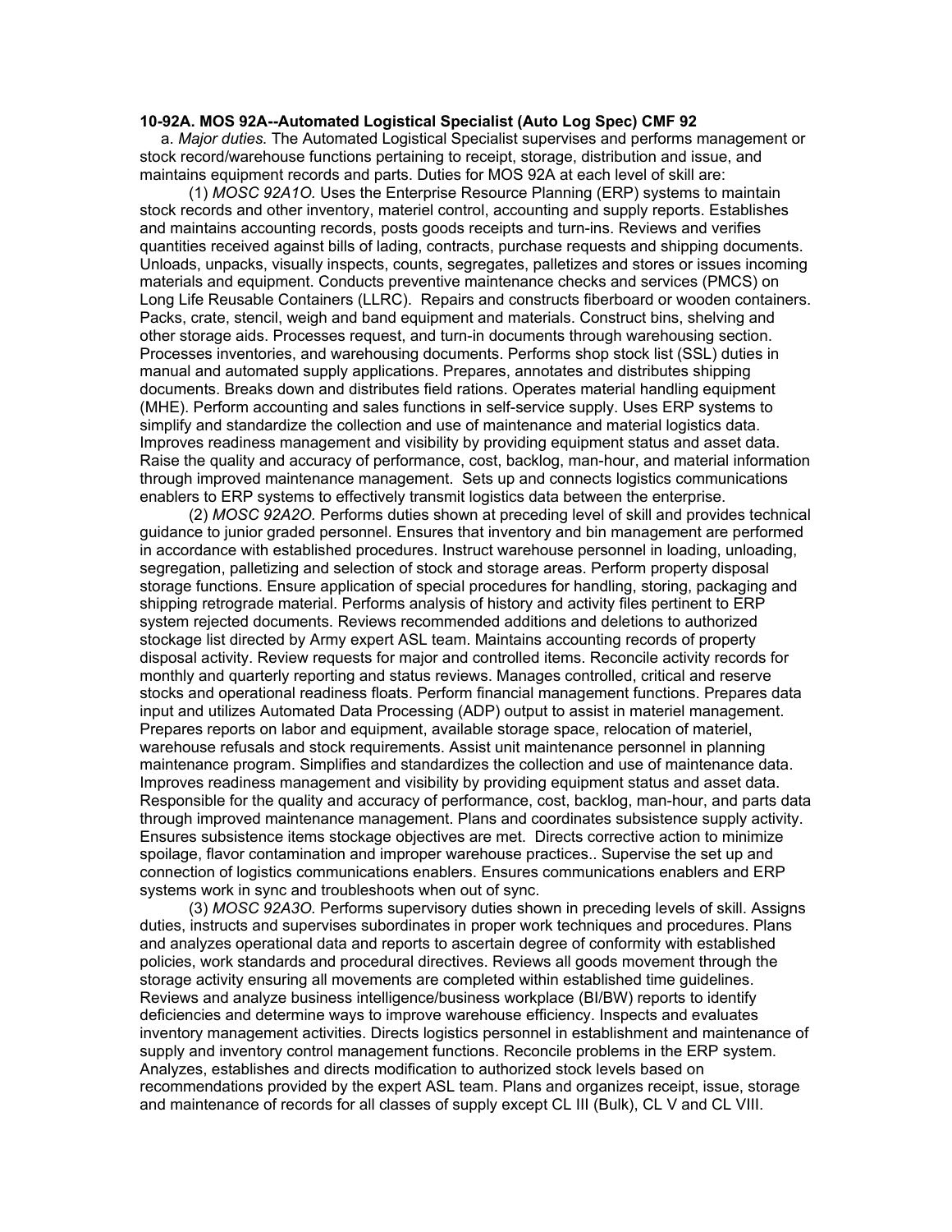**10-92A. MOS 92A--Automated Logistical Specialist (Auto Log Spec) CMF 92**

a. *Major duties.* The Automated Logistical Specialist supervises and performs management or stock record/warehouse functions pertaining to receipt, storage, distribution and issue, and maintains equipment records and parts. Duties for MOS 92A at each level of skill are:

(1) *MOSC 92A1O.* Uses the Enterprise Resource Planning (ERP) systems to maintain stock records and other inventory, materiel control, accounting and supply reports. Establishes and maintains accounting records, posts goods receipts and turn-ins. Reviews and verifies quantities received against bills of lading, contracts, purchase requests and shipping documents. Unloads, unpacks, visually inspects, counts, segregates, palletizes and stores or issues incoming materials and equipment. Conducts preventive maintenance checks and services (PMCS) on Long Life Reusable Containers (LLRC). Repairs and constructs fiberboard or wooden containers. Packs, crate, stencil, weigh and band equipment and materials. Construct bins, shelving and other storage aids. Processes request, and turn-in documents through warehousing section. Processes inventories, and warehousing documents. Performs shop stock list (SSL) duties in manual and automated supply applications. Prepares, annotates and distributes shipping documents. Breaks down and distributes field rations. Operates material handling equipment (MHE). Perform accounting and sales functions in self-service supply. Uses ERP systems to simplify and standardize the collection and use of maintenance and material logistics data. Improves readiness management and visibility by providing equipment status and asset data. Raise the quality and accuracy of performance, cost, backlog, man-hour, and material information through improved maintenance management. Sets up and connects logistics communications enablers to ERP systems to effectively transmit logistics data between the enterprise.

(2) *MOSC 92A2O.* Performs duties shown at preceding level of skill and provides technical guidance to junior graded personnel. Ensures that inventory and bin management are performed in accordance with established procedures. Instruct warehouse personnel in loading, unloading, segregation, palletizing and selection of stock and storage areas. Perform property disposal storage functions. Ensure application of special procedures for handling, storing, packaging and shipping retrograde material. Performs analysis of history and activity files pertinent to ERP system rejected documents. Reviews recommended additions and deletions to authorized stockage list directed by Army expert ASL team. Maintains accounting records of property disposal activity. Review requests for major and controlled items. Reconcile activity records for monthly and quarterly reporting and status reviews. Manages controlled, critical and reserve stocks and operational readiness floats. Perform financial management functions. Prepares data input and utilizes Automated Data Processing (ADP) output to assist in materiel management. Prepares reports on labor and equipment, available storage space, relocation of materiel, warehouse refusals and stock requirements. Assist unit maintenance personnel in planning maintenance program. Simplifies and standardizes the collection and use of maintenance data. Improves readiness management and visibility by providing equipment status and asset data. Responsible for the quality and accuracy of performance, cost, backlog, man-hour, and parts data through improved maintenance management. Plans and coordinates subsistence supply activity. Ensures subsistence items stockage objectives are met. Directs corrective action to minimize spoilage, flavor contamination and improper warehouse practices.. Supervise the set up and connection of logistics communications enablers. Ensures communications enablers and ERP systems work in sync and troubleshoots when out of sync.

(3) *MOSC 92A3O.* Performs supervisory duties shown in preceding levels of skill. Assigns duties, instructs and supervises subordinates in proper work techniques and procedures. Plans and analyzes operational data and reports to ascertain degree of conformity with established policies, work standards and procedural directives. Reviews all goods movement through the storage activity ensuring all movements are completed within established time guidelines. Reviews and analyze business intelligence/business workplace (BI/BW) reports to identify deficiencies and determine ways to improve warehouse efficiency. Inspects and evaluates inventory management activities. Directs logistics personnel in establishment and maintenance of supply and inventory control management functions. Reconcile problems in the ERP system. Analyzes, establishes and directs modification to authorized stock levels based on recommendations provided by the expert ASL team. Plans and organizes receipt, issue, storage and maintenance of records for all classes of supply except CL III (Bulk), CL V and CL VIII.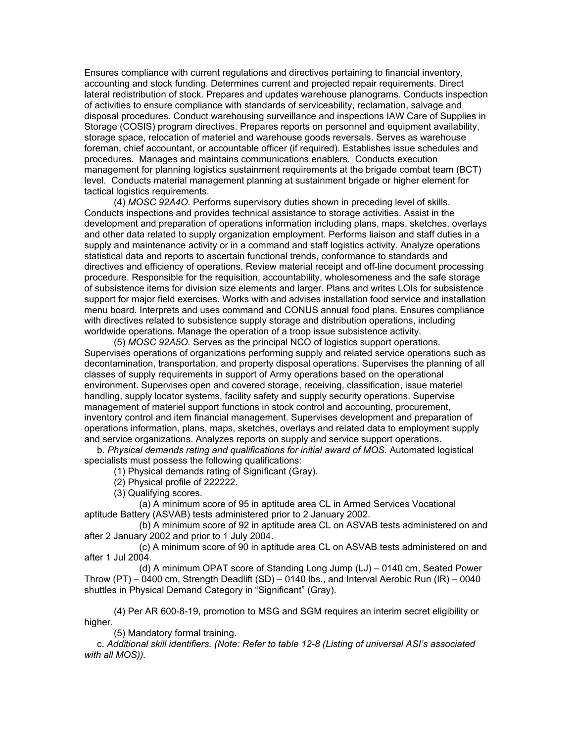Ensures compliance with current regulations and directives pertaining to financial inventory, accounting and stock funding. Determines current and projected repair requirements. Direct lateral redistribution of stock. Prepares and updates warehouse planograms. Conducts inspection of activities to ensure compliance with standards of serviceability, reclamation, salvage and disposal procedures. Conduct warehousing surveillance and inspections IAW Care of Supplies in Storage (COSIS) program directives. Prepares reports on personnel and equipment availability, storage space, relocation of materiel and warehouse goods reversals. Serves as warehouse foreman, chief accountant, or accountable officer (if required). Establishes issue schedules and procedures. Manages and maintains communications enablers. Conducts execution management for planning logistics sustainment requirements at the brigade combat team (BCT) level. Conducts material management planning at sustainment brigade or higher element for tactical logistics requirements.

(4) *MOSC 92A4O.* Performs supervisory duties shown in preceding level of skills. Conducts inspections and provides technical assistance to storage activities. Assist in the development and preparation of operations information including plans, maps, sketches, overlays and other data related to supply organization employment. Performs liaison and staff duties in a supply and maintenance activity or in a command and staff logistics activity. Analyze operations statistical data and reports to ascertain functional trends, conformance to standards and directives and efficiency of operations. Review material receipt and off-line document processing procedure. Responsible for the requisition, accountability, wholesomeness and the safe storage of subsistence items for division size elements and larger. Plans and writes LOIs for subsistence support for major field exercises. Works with and advises installation food service and installation menu board. Interprets and uses command and CONUS annual food plans. Ensures compliance with directives related to subsistence supply storage and distribution operations, including worldwide operations. Manage the operation of a troop issue subsistence activity.

(5) *MOSC 92A5O.* Serves as the principal NCO of logistics support operations. Supervises operations of organizations performing supply and related service operations such as decontamination, transportation, and property disposal operations. Supervises the planning of all classes of supply requirements in support of Army operations based on the operational environment. Supervises open and covered storage, receiving, classification, issue materiel handling, supply locator systems, facility safety and supply security operations. Supervise management of materiel support functions in stock control and accounting, procurement, inventory control and item financial management. Supervises development and preparation of operations information, plans, maps, sketches, overlays and related data to employment supply and service organizations. Analyzes reports on supply and service support operations.

b. *Physical demands rating and qualifications for initial award of MOS.* Automated logistical specialists must possess the following qualifications:

(1) Physical demands rating of Significant (Gray).

(2) Physical profile of 222222.

(3) Qualifying scores.

(a) A minimum score of 95 in aptitude area CL in Armed Services Vocational aptitude Battery (ASVAB) tests administered prior to 2 January 2002.

(b) A minimum score of 92 in aptitude area CL on ASVAB tests administered on and after 2 January 2002 and prior to 1 July 2004.

(c) A minimum score of 90 in aptitude area CL on ASVAB tests administered on and after 1 Jul 2004.

(d) A minimum OPAT score of Standing Long Jump (LJ) – 0140 cm, Seated Power Throw (PT) – 0400 cm, Strength Deadlift (SD) – 0140 lbs., and Interval Aerobic Run (IR) – 0040 shuttles in Physical Demand Category in "Significant" (Gray).

(4) Per AR 600-8-19, promotion to MSG and SGM requires an interim secret eligibility or higher.

(5) Mandatory formal training.

c. *Additional skill identifiers. (Note: Refer to table 12-8 (Listing of universal ASI's associated with all MOS)).*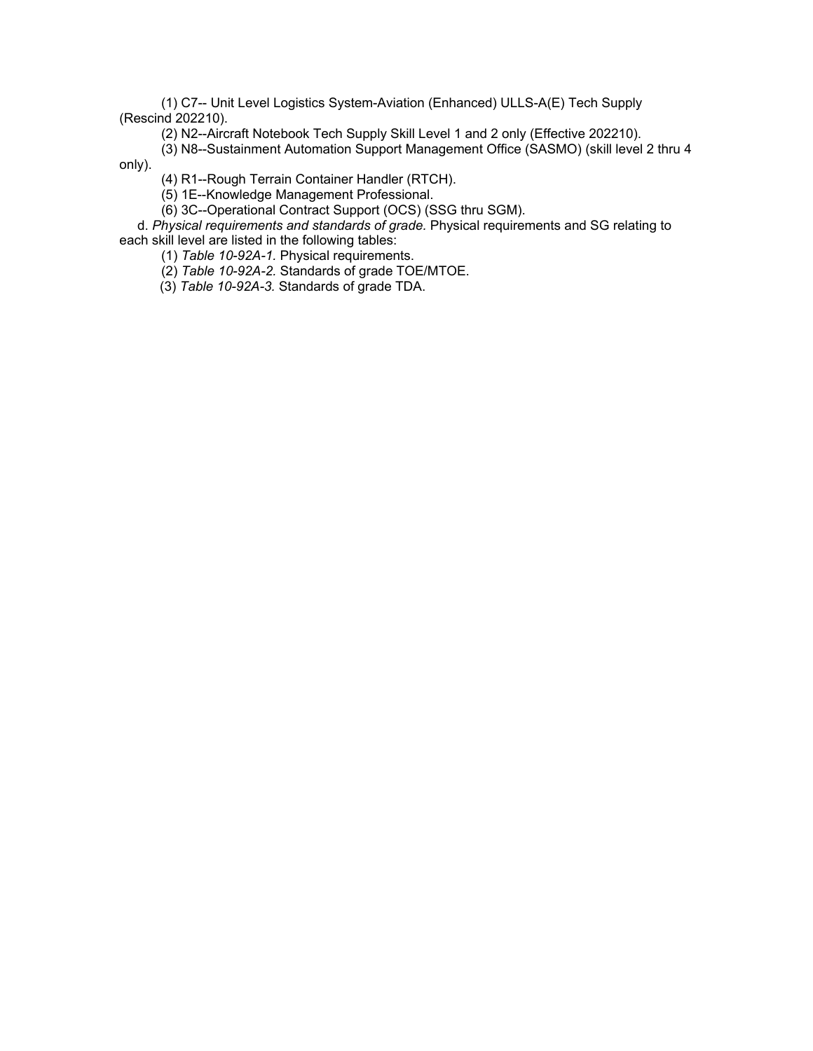(1) C7-- Unit Level Logistics System-Aviation (Enhanced) ULLS-A(E) Tech Supply (Rescind 202210).

(2) N2--Aircraft Notebook Tech Supply Skill Level 1 and 2 only (Effective 202210).

(3) N8--Sustainment Automation Support Management Office (SASMO) (skill level 2 thru 4 only).

(4) R1--Rough Terrain Container Handler (RTCH).

(5) 1E--Knowledge Management Professional.

(6) 3C--Operational Contract Support (OCS) (SSG thru SGM).

d. *Physical requirements and standards of grade.* Physical requirements and SG relating to each skill level are listed in the following tables:

(1) *Table 10-92A-1.* Physical requirements.

(2) *Table 10-92A-2.* Standards of grade TOE/MTOE.

(3) *Table 10-92A-3.* Standards of grade TDA.